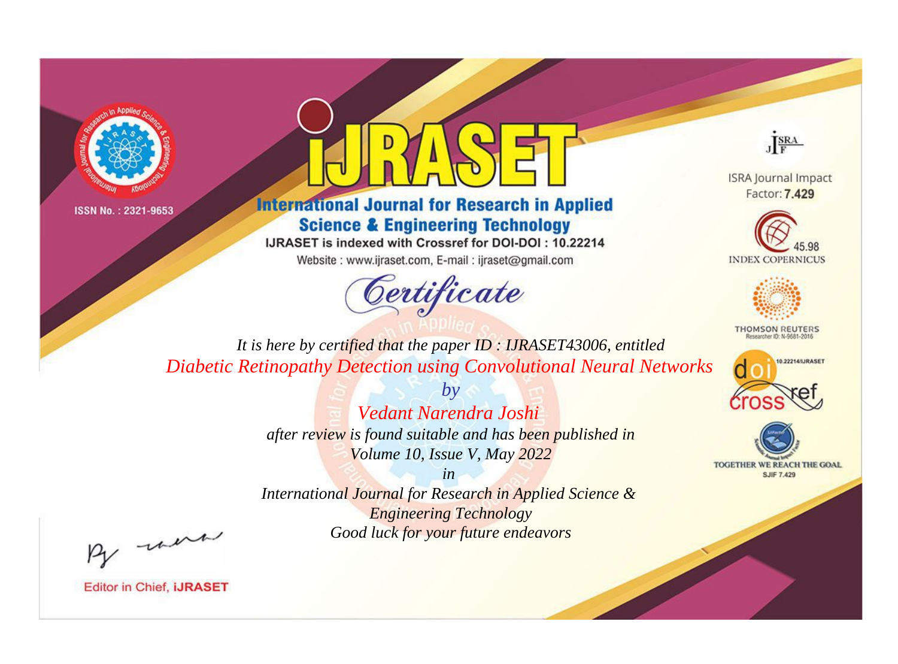ISSN No. : 2321-9653

# IJRASET

## International Journal for Research in Applied Science & Engineering Technology

IJRASET is indexed with Crossref for DOI-DOI : 10.22214

Website : www.ijraset.com, E-mail : ijraset@gmail.com

ISRA Journal Impact Factor: **7.429**

45.98 INDEX COPERNICUS

THOMSON REUTERS Researcher ID: N-9681-2016

10.22214/IJRASET

TOGETHER WE REACH THE GOAL SJIF 7.429

# *Certificate*

*It is here by certified that the paper ID : IJRASET43006, entitled*

*Diabetic Retinopathy Detection using Convolutional Neural Networks*

*by*

*Vedant Narendra Joshi*

*after review is found suitable and has been published in*

*Volume 10, Issue V, May 2022*

*in*

*International Journal for Research in Applied Science & Engineering Technology*

*Good luck for your future endeavors*

Editor in Chief, **iJRASET**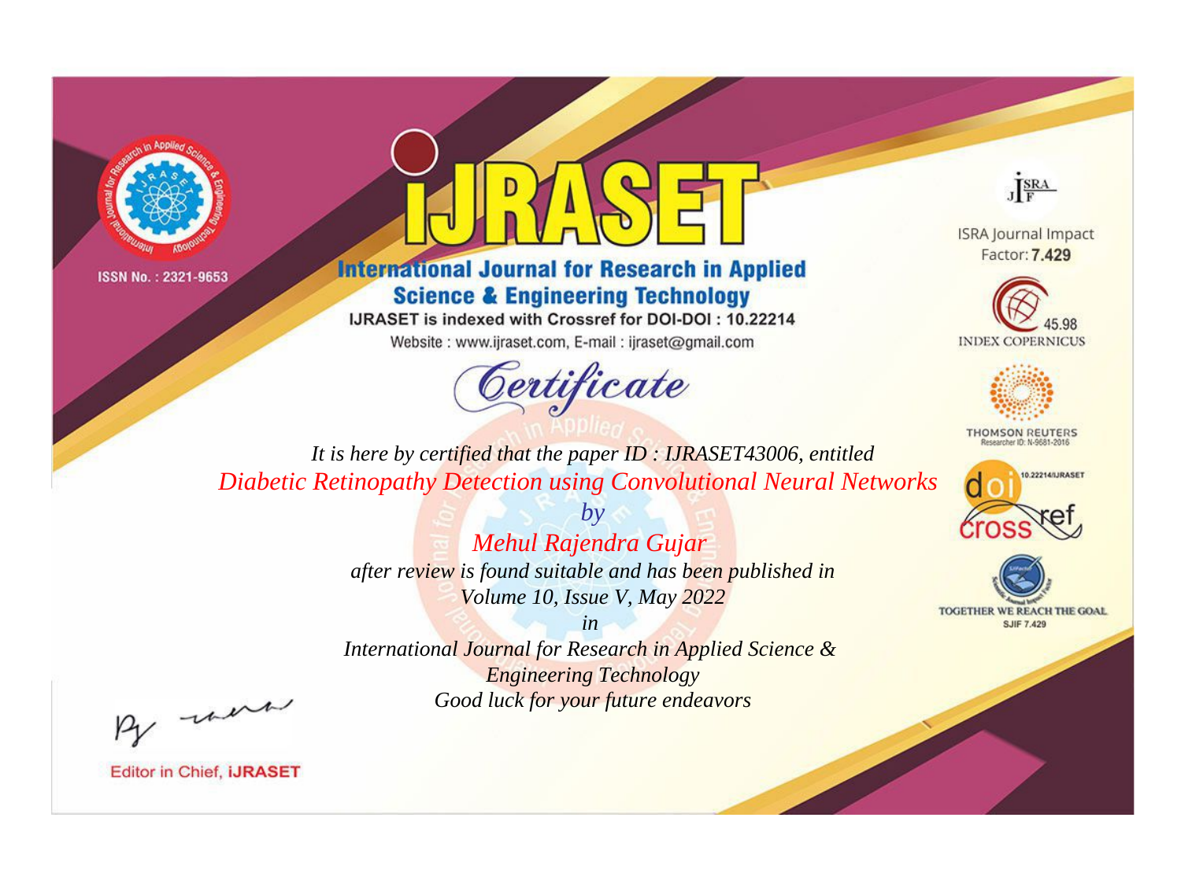ISSN No. : 2321-9653

# iJRASET

## International Journal for Research in Applied Science & Engineering Technology

IJRASET is indexed with Crossref for DOI-DOI : 10.22214

Website : www.ijraset.com, E-mail : ijraset@gmail.com

ISRA Journal Impact Factor: **7.429**

45.98 INDEX COPERNICUS

THOMSON REUTERS Researcher ID: N-9681-2016

10.22214/IJRASET

TOGETHER WE REACH THE GOAL SJIF 7.429

# *Certificate*

*It is here by certified that the paper ID : IJRASET43006, entitled*

*Diabetic Retinopathy Detection using Convolutional Neural Networks*

*by*

*Mehul Rajendra Gujar*

*after review is found suitable and has been published in*

*Volume 10, Issue V, May 2022*

*in*

*International Journal for Research in Applied Science & Engineering Technology*

*Good luck for your future endeavors*

Editor in Chief, **iJRASET**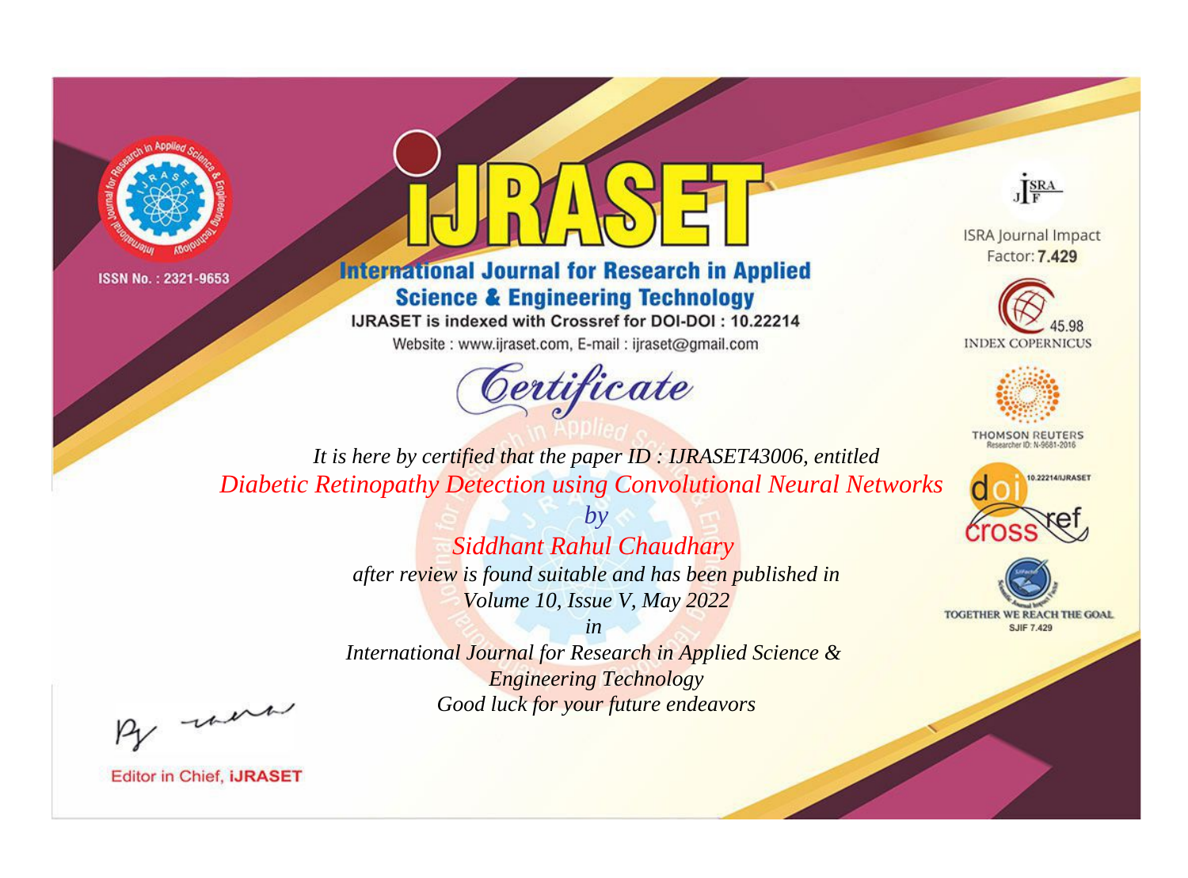ISSN No. : 2321-9653

# iJRASET

## International Journal for Research in Applied Science & Engineering Technology

IJRASET is indexed with Crossref for DOI-DOI : 10.22214

Website : www.ijraset.com, E-mail : ijraset@gmail.com

ISRA Journal Impact Factor: **7.429**

45.98 INDEX COPERNICUS

THOMSON REUTERS Researcher ID: N-9681-2016

10.22214/IJRASET

TOGETHER WE REACH THE GOAL SJIF 7.429

# *Certificate*

*It is here by certified that the paper ID : IJRASET43006, entitled*

*Diabetic Retinopathy Detection using Convolutional Neural Networks*

*by*

*Siddhant Rahul Chaudhary*

*after review is found suitable and has been published in*

*Volume 10, Issue V, May 2022*

*in*

*International Journal for Research in Applied Science & Engineering Technology*

*Good luck for your future endeavors*

Editor in Chief, **iJRASET**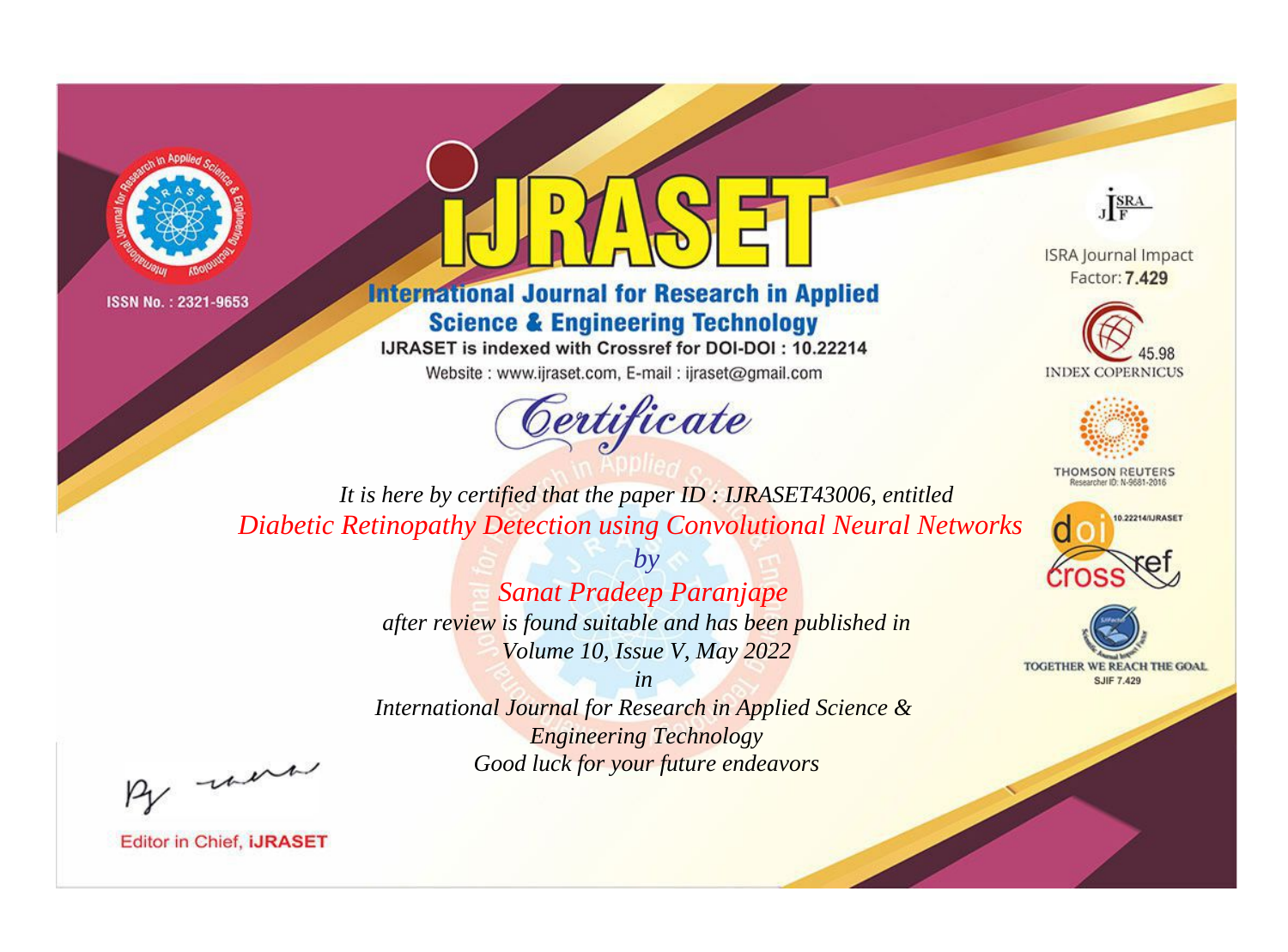ISSN No. : 2321-9653

# IJRASET

## International Journal for Research in Applied Science & Engineering Technology

IJRASET is indexed with Crossref for DOI-DOI : 10.22214

Website : www.ijraset.com, E-mail : ijraset@gmail.com

ISRA Journal Impact Factor: **7.429**

45.98 INDEX COPERNICUS

THOMSON REUTERS Researcher ID: N-9681-2016

10.22214/IJRASET

TOGETHER WE REACH THE GOAL SJIF 7.429

## *Certificate*

*It is here by certified that the paper ID : IJRASET43006, entitled*

*Diabetic Retinopathy Detection using Convolutional Neural Networks*

*by*

*Sanat Pradeep Paranjape*

*after review is found suitable and has been published in*

*Volume 10, Issue V, May 2022*

*in*

*International Journal for Research in Applied Science & Engineering Technology*

*Good luck for your future endeavors*

Editor in Chief, **iJRASET**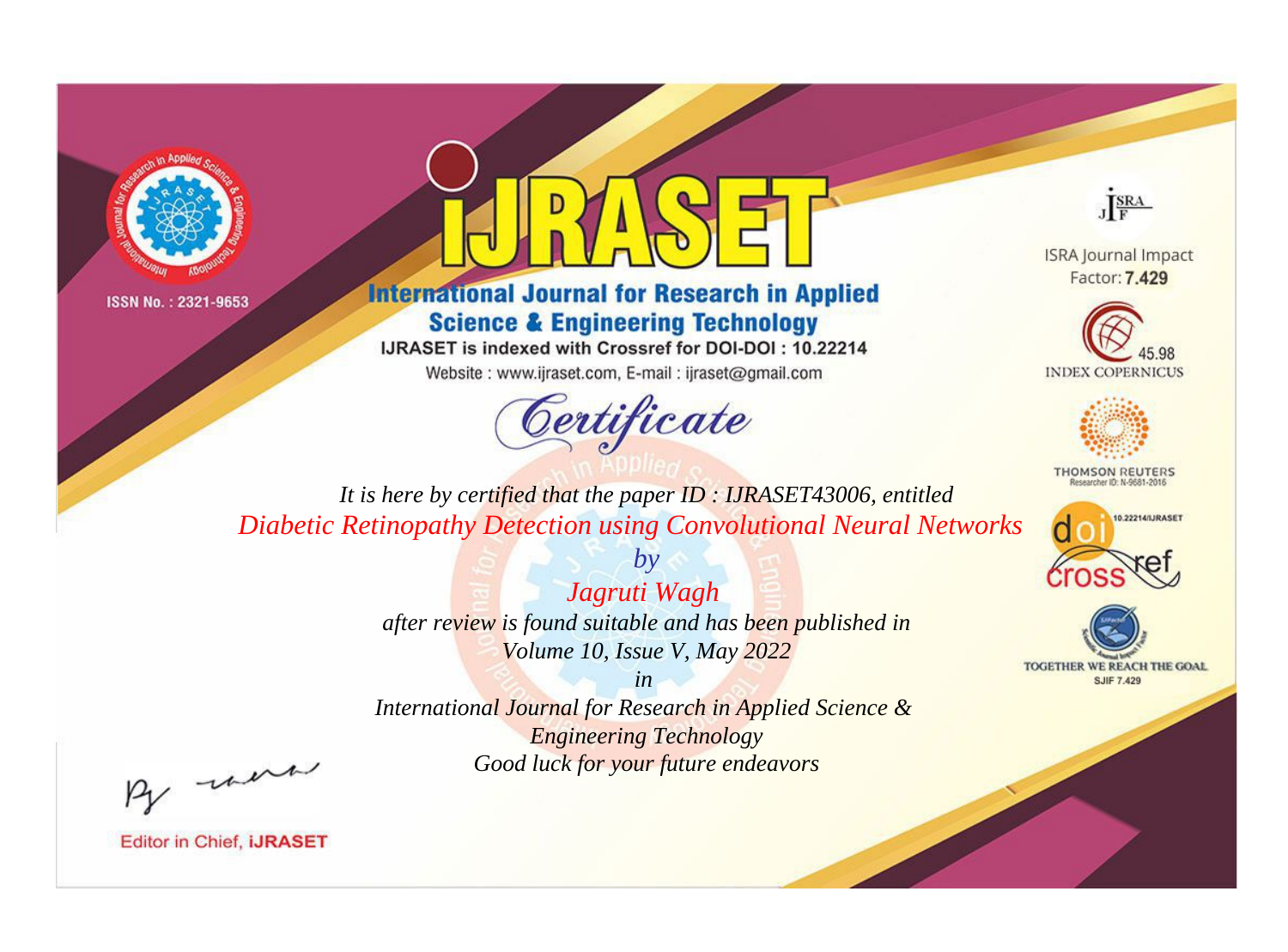ISSN No. : 2321-9653

# IJRASET

## International Journal for Research in Applied Science & Engineering Technology

IJRASET is indexed with Crossref for DOI-DOI : 10.22214

Website : www.ijraset.com, E-mail : ijraset@gmail.com

## Certificate

*It is here by certified that the paper ID : IJRASET43006, entitled*

*Diabetic Retinopathy Detection using Convolutional Neural Networks*

*by*

*Jagruti Wagh*

*after review is found suitable and has been published in*

*Volume 10, Issue V, May 2022*

*in*

*International Journal for Research in Applied Science & Engineering Technology*

*Good luck for your future endeavors*

ISRA Journal Impact Factor: **7.429**

45.98 INDEX COPERNICUS

THOMSON REUTERS Researcher ID: N-9681-2016

10.22214/IJRASET

TOGETHER WE REACH THE GOAL SJIF 7.429

Editor in Chief, **IJRASET**